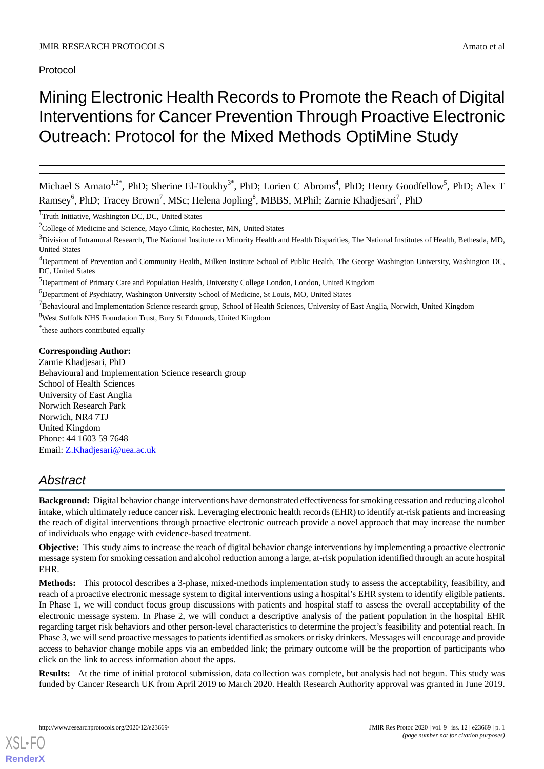Protocol

# Mining Electronic Health Records to Promote the Reach of Digital Interventions for Cancer Prevention Through Proactive Electronic Outreach: Protocol for the Mixed Methods OptiMine Study

Michael S Amato[1,2*], PhD; Sherine El-Toukhy[3*], PhD; Lorien C Abroms[4], PhD; Henry Goodfellow[5], PhD; Alex T Ramsey[6], PhD; Tracey Brown[7], MSc; Helena Jopling[8], MBBS, MPhil; Zarnie Khadjesari[7], PhD

[1]Truth Initiative, Washington DC, DC, United States

[2]College of Medicine and Science, Mayo Clinic, Rochester, MN, United States

[3]Division of Intramural Research, The National Institute on Minority Health and Health Disparities, The National Institutes of Health, Bethesda, MD, United States

[4]Department of Prevention and Community Health, Milken Institute School of Public Health, The George Washington University, Washington DC, DC, United States

[5]Department of Primary Care and Population Health, University College London, London, United Kingdom

[6]Department of Psychiatry, Washington University School of Medicine, St Louis, MO, United States

[7]Behavioural and Implementation Science research group, School of Health Sciences, University of East Anglia, Norwich, United Kingdom

[8]West Suffolk NHS Foundation Trust, Bury St Edmunds, United Kingdom

*these authors contributed equally

**Corresponding Author:**
Zarnie Khadjesari, PhD
Behavioural and Implementation Science research group
School of Health Sciences
University of East Anglia
Norwich Research Park
Norwich, NR4 7TJ
United Kingdom
Phone: 44 1603 59 7648
Email: Z.Khadjesari@uea.ac.uk

## Abstract

**Background:** Digital behavior change interventions have demonstrated effectiveness for smoking cessation and reducing alcohol intake, which ultimately reduce cancer risk. Leveraging electronic health records (EHR) to identify at-risk patients and increasing the reach of digital interventions through proactive electronic outreach provide a novel approach that may increase the number of individuals who engage with evidence-based treatment.

**Objective:** This study aims to increase the reach of digital behavior change interventions by implementing a proactive electronic message system for smoking cessation and alcohol reduction among a large, at-risk population identified through an acute hospital EHR.

**Methods:** This protocol describes a 3-phase, mixed-methods implementation study to assess the acceptability, feasibility, and reach of a proactive electronic message system to digital interventions using a hospital's EHR system to identify eligible patients. In Phase 1, we will conduct focus group discussions with patients and hospital staff to assess the overall acceptability of the electronic message system. In Phase 2, we will conduct a descriptive analysis of the patient population in the hospital EHR regarding target risk behaviors and other person-level characteristics to determine the project's feasibility and potential reach. In Phase 3, we will send proactive messages to patients identified as smokers or risky drinkers. Messages will encourage and provide access to behavior change mobile apps via an embedded link; the primary outcome will be the proportion of participants who click on the link to access information about the apps.

**Results:** At the time of initial protocol submission, data collection was complete, but analysis had not begun. This study was funded by Cancer Research UK from April 2019 to March 2020. Health Research Authority approval was granted in June 2019.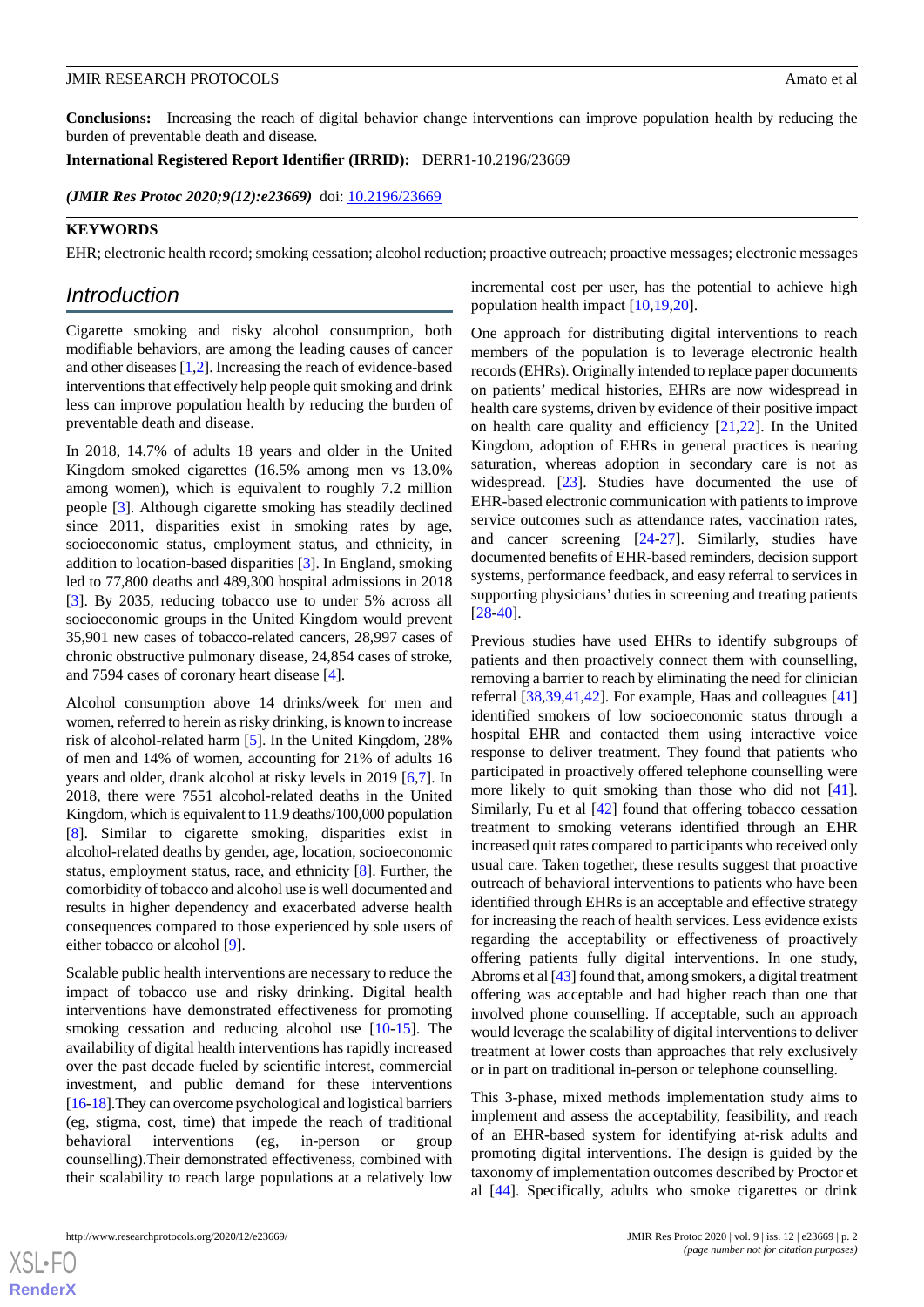**Conclusions:** Increasing the reach of digital behavior change interventions can improve population health by reducing the burden of preventable death and disease.

**International Registered Report Identifier (IRRID):** DERR1-10.2196/23669

*(JMIR Res Protoc 2020;9(12):e23669)* doi: 10.2196/23669

**KEYWORDS**

EHR; electronic health record; smoking cessation; alcohol reduction; proactive outreach; proactive messages; electronic messages

## Introduction

Cigarette smoking and risky alcohol consumption, both modifiable behaviors, are among the leading causes of cancer and other diseases [1,2]. Increasing the reach of evidence-based interventions that effectively help people quit smoking and drink less can improve population health by reducing the burden of preventable death and disease.

In 2018, 14.7% of adults 18 years and older in the United Kingdom smoked cigarettes (16.5% among men vs 13.0% among women), which is equivalent to roughly 7.2 million people [3]. Although cigarette smoking has steadily declined since 2011, disparities exist in smoking rates by age, socioeconomic status, employment status, and ethnicity, in addition to location-based disparities [3]. In England, smoking led to 77,800 deaths and 489,300 hospital admissions in 2018 [3]. By 2035, reducing tobacco use to under 5% across all socioeconomic groups in the United Kingdom would prevent 35,901 new cases of tobacco-related cancers, 28,997 cases of chronic obstructive pulmonary disease, 24,854 cases of stroke, and 7594 cases of coronary heart disease [4].

Alcohol consumption above 14 drinks/week for men and women, referred to herein as risky drinking, is known to increase risk of alcohol-related harm [5]. In the United Kingdom, 28% of men and 14% of women, accounting for 21% of adults 16 years and older, drank alcohol at risky levels in 2019 [6,7]. In 2018, there were 7551 alcohol-related deaths in the United Kingdom, which is equivalent to 11.9 deaths/100,000 population [8]. Similar to cigarette smoking, disparities exist in alcohol-related deaths by gender, age, location, socioeconomic status, employment status, race, and ethnicity [8]. Further, the comorbidity of tobacco and alcohol use is well documented and results in higher dependency and exacerbated adverse health consequences compared to those experienced by sole users of either tobacco or alcohol [9].

Scalable public health interventions are necessary to reduce the impact of tobacco use and risky drinking. Digital health interventions have demonstrated effectiveness for promoting smoking cessation and reducing alcohol use [10-15]. The availability of digital health interventions has rapidly increased over the past decade fueled by scientific interest, commercial investment, and public demand for these interventions [16-18].They can overcome psychological and logistical barriers (eg, stigma, cost, time) that impede the reach of traditional behavioral interventions (eg, in-person or group counselling).Their demonstrated effectiveness, combined with their scalability to reach large populations at a relatively low incremental cost per user, has the potential to achieve high population health impact [10,19,20].

One approach for distributing digital interventions to reach members of the population is to leverage electronic health records (EHRs). Originally intended to replace paper documents on patients' medical histories, EHRs are now widespread in health care systems, driven by evidence of their positive impact on health care quality and efficiency [21,22]. In the United Kingdom, adoption of EHRs in general practices is nearing saturation, whereas adoption in secondary care is not as widespread. [23]. Studies have documented the use of EHR-based electronic communication with patients to improve service outcomes such as attendance rates, vaccination rates, and cancer screening [24-27]. Similarly, studies have documented benefits of EHR-based reminders, decision support systems, performance feedback, and easy referral to services in supporting physicians' duties in screening and treating patients [28-40].

Previous studies have used EHRs to identify subgroups of patients and then proactively connect them with counselling, removing a barrier to reach by eliminating the need for clinician referral [38,39,41,42]. For example, Haas and colleagues [41] identified smokers of low socioeconomic status through a hospital EHR and contacted them using interactive voice response to deliver treatment. They found that patients who participated in proactively offered telephone counselling were more likely to quit smoking than those who did not [41]. Similarly, Fu et al [42] found that offering tobacco cessation treatment to smoking veterans identified through an EHR increased quit rates compared to participants who received only usual care. Taken together, these results suggest that proactive outreach of behavioral interventions to patients who have been identified through EHRs is an acceptable and effective strategy for increasing the reach of health services. Less evidence exists regarding the acceptability or effectiveness of proactively offering patients fully digital interventions. In one study, Abroms et al [43] found that, among smokers, a digital treatment offering was acceptable and had higher reach than one that involved phone counselling. If acceptable, such an approach would leverage the scalability of digital interventions to deliver treatment at lower costs than approaches that rely exclusively or in part on traditional in-person or telephone counselling.

This 3-phase, mixed methods implementation study aims to implement and assess the acceptability, feasibility, and reach of an EHR-based system for identifying at-risk adults and promoting digital interventions. The design is guided by the taxonomy of implementation outcomes described by Proctor et al [44]. Specifically, adults who smoke cigarettes or drink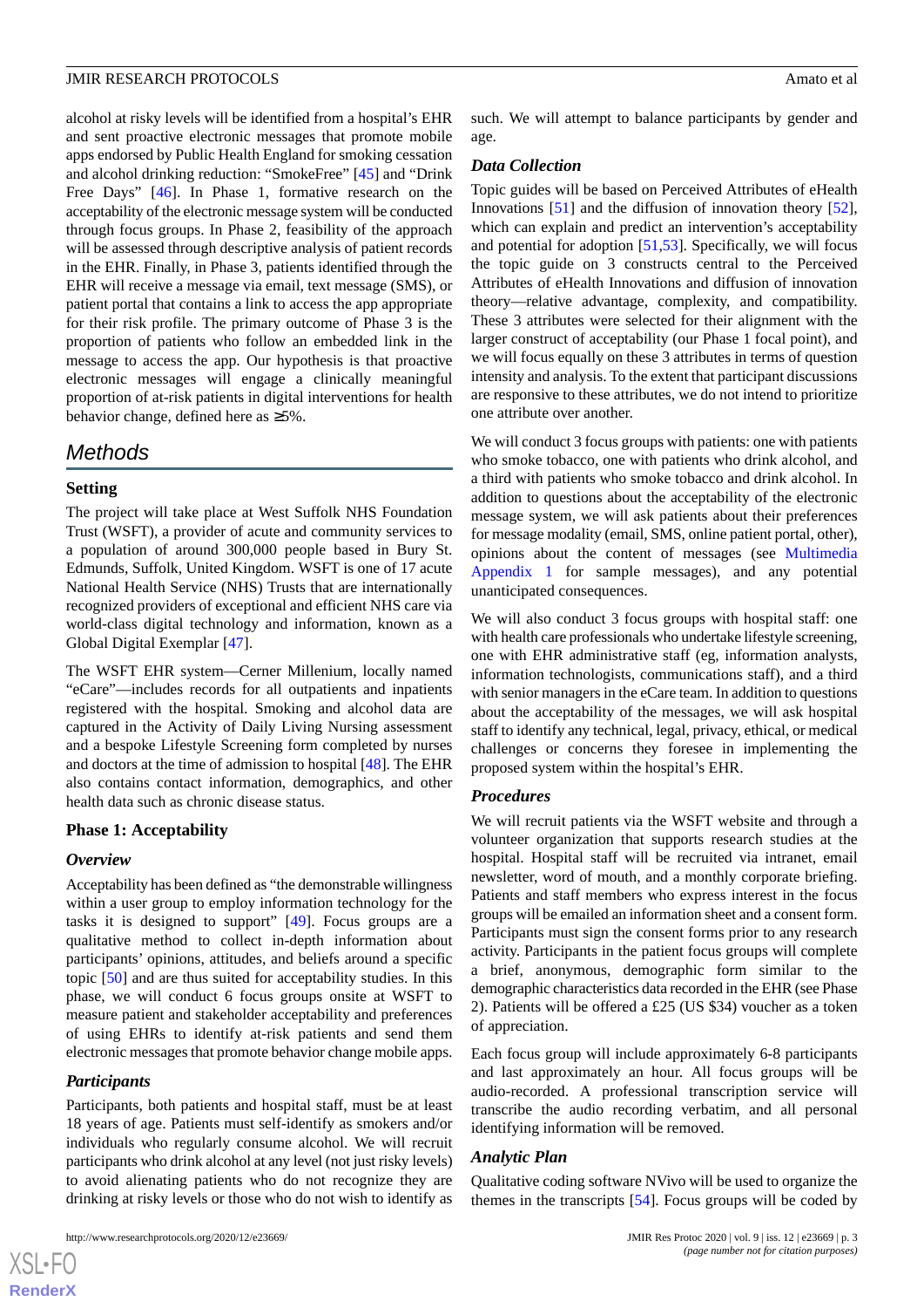alcohol at risky levels will be identified from a hospital's EHR and sent proactive electronic messages that promote mobile apps endorsed by Public Health England for smoking cessation and alcohol drinking reduction: "SmokeFree" [45] and "Drink Free Days" [46]. In Phase 1, formative research on the acceptability of the electronic message system will be conducted through focus groups. In Phase 2, feasibility of the approach will be assessed through descriptive analysis of patient records in the EHR. Finally, in Phase 3, patients identified through the EHR will receive a message via email, text message (SMS), or patient portal that contains a link to access the app appropriate for their risk profile. The primary outcome of Phase 3 is the proportion of patients who follow an embedded link in the message to access the app. Our hypothesis is that proactive electronic messages will engage a clinically meaningful proportion of at-risk patients in digital interventions for health behavior change, defined here as ≥5%.

# Methods

## Setting

The project will take place at West Suffolk NHS Foundation Trust (WSFT), a provider of acute and community services to a population of around 300,000 people based in Bury St. Edmunds, Suffolk, United Kingdom. WSFT is one of 17 acute National Health Service (NHS) Trusts that are internationally recognized providers of exceptional and efficient NHS care via world-class digital technology and information, known as a Global Digital Exemplar [47].

The WSFT EHR system—Cerner Millenium, locally named "eCare"—includes records for all outpatients and inpatients registered with the hospital. Smoking and alcohol data are captured in the Activity of Daily Living Nursing assessment and a bespoke Lifestyle Screening form completed by nurses and doctors at the time of admission to hospital [48]. The EHR also contains contact information, demographics, and other health data such as chronic disease status.

## Phase 1: Acceptability

### Overview

Acceptability has been defined as "the demonstrable willingness within a user group to employ information technology for the tasks it is designed to support" [49]. Focus groups are a qualitative method to collect in-depth information about participants' opinions, attitudes, and beliefs around a specific topic [50] and are thus suited for acceptability studies. In this phase, we will conduct 6 focus groups onsite at WSFT to measure patient and stakeholder acceptability and preferences of using EHRs to identify at-risk patients and send them electronic messages that promote behavior change mobile apps.

### Participants

Participants, both patients and hospital staff, must be at least 18 years of age. Patients must self-identify as smokers and/or individuals who regularly consume alcohol. We will recruit participants who drink alcohol at any level (not just risky levels) to avoid alienating patients who do not recognize they are drinking at risky levels or those who do not wish to identify as such. We will attempt to balance participants by gender and age.

### Data Collection

Topic guides will be based on Perceived Attributes of eHealth Innovations [51] and the diffusion of innovation theory [52], which can explain and predict an intervention's acceptability and potential for adoption [51,53]. Specifically, we will focus the topic guide on 3 constructs central to the Perceived Attributes of eHealth Innovations and diffusion of innovation theory—relative advantage, complexity, and compatibility. These 3 attributes were selected for their alignment with the larger construct of acceptability (our Phase 1 focal point), and we will focus equally on these 3 attributes in terms of question intensity and analysis. To the extent that participant discussions are responsive to these attributes, we do not intend to prioritize one attribute over another.

We will conduct 3 focus groups with patients: one with patients who smoke tobacco, one with patients who drink alcohol, and a third with patients who smoke tobacco and drink alcohol. In addition to questions about the acceptability of the electronic message system, we will ask patients about their preferences for message modality (email, SMS, online patient portal, other), opinions about the content of messages (see Multimedia Appendix 1 for sample messages), and any potential unanticipated consequences.

We will also conduct 3 focus groups with hospital staff: one with health care professionals who undertake lifestyle screening, one with EHR administrative staff (eg, information analysts, information technologists, communications staff), and a third with senior managers in the eCare team. In addition to questions about the acceptability of the messages, we will ask hospital staff to identify any technical, legal, privacy, ethical, or medical challenges or concerns they foresee in implementing the proposed system within the hospital's EHR.

### Procedures

We will recruit patients via the WSFT website and through a volunteer organization that supports research studies at the hospital. Hospital staff will be recruited via intranet, email newsletter, word of mouth, and a monthly corporate briefing. Patients and staff members who express interest in the focus groups will be emailed an information sheet and a consent form. Participants must sign the consent forms prior to any research activity. Participants in the patient focus groups will complete a brief, anonymous, demographic form similar to the demographic characteristics data recorded in the EHR (see Phase 2). Patients will be offered a £25 (US $34) voucher as a token of appreciation.

Each focus group will include approximately 6-8 participants and last approximately an hour. All focus groups will be audio-recorded. A professional transcription service will transcribe the audio recording verbatim, and all personal identifying information will be removed.

### Analytic Plan

Qualitative coding software NVivo will be used to organize the themes in the transcripts [54]. Focus groups will be coded by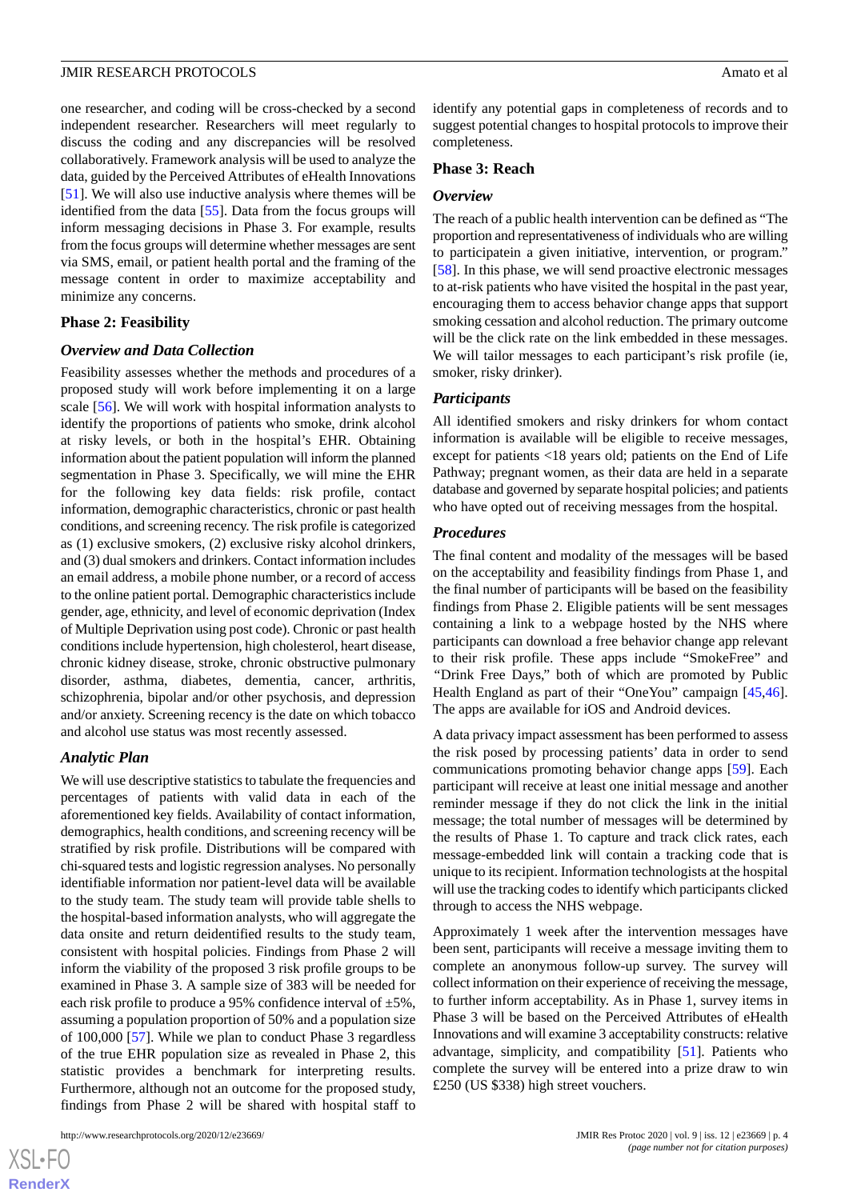one researcher, and coding will be cross-checked by a second independent researcher. Researchers will meet regularly to discuss the coding and any discrepancies will be resolved collaboratively. Framework analysis will be used to analyze the data, guided by the Perceived Attributes of eHealth Innovations [51]. We will also use inductive analysis where themes will be identified from the data [55]. Data from the focus groups will inform messaging decisions in Phase 3. For example, results from the focus groups will determine whether messages are sent via SMS, email, or patient health portal and the framing of the message content in order to maximize acceptability and minimize any concerns.

## Phase 2: Feasibility

### Overview and Data Collection

Feasibility assesses whether the methods and procedures of a proposed study will work before implementing it on a large scale [56]. We will work with hospital information analysts to identify the proportions of patients who smoke, drink alcohol at risky levels, or both in the hospital's EHR. Obtaining information about the patient population will inform the planned segmentation in Phase 3. Specifically, we will mine the EHR for the following key data fields: risk profile, contact information, demographic characteristics, chronic or past health conditions, and screening recency. The risk profile is categorized as (1) exclusive smokers, (2) exclusive risky alcohol drinkers, and (3) dual smokers and drinkers. Contact information includes an email address, a mobile phone number, or a record of access to the online patient portal. Demographic characteristics include gender, age, ethnicity, and level of economic deprivation (Index of Multiple Deprivation using post code). Chronic or past health conditions include hypertension, high cholesterol, heart disease, chronic kidney disease, stroke, chronic obstructive pulmonary disorder, asthma, diabetes, dementia, cancer, arthritis, schizophrenia, bipolar and/or other psychosis, and depression and/or anxiety. Screening recency is the date on which tobacco and alcohol use status was most recently assessed.

### Analytic Plan

We will use descriptive statistics to tabulate the frequencies and percentages of patients with valid data in each of the aforementioned key fields. Availability of contact information, demographics, health conditions, and screening recency will be stratified by risk profile. Distributions will be compared with chi-squared tests and logistic regression analyses. No personally identifiable information nor patient-level data will be available to the study team. The study team will provide table shells to the hospital-based information analysts, who will aggregate the data onsite and return deidentified results to the study team, consistent with hospital policies. Findings from Phase 2 will inform the viability of the proposed 3 risk profile groups to be examined in Phase 3. A sample size of 383 will be needed for each risk profile to produce a 95% confidence interval of ±5%, assuming a population proportion of 50% and a population size of 100,000 [57]. While we plan to conduct Phase 3 regardless of the true EHR population size as revealed in Phase 2, this statistic provides a benchmark for interpreting results. Furthermore, although not an outcome for the proposed study, findings from Phase 2 will be shared with hospital staff to identify any potential gaps in completeness of records and to suggest potential changes to hospital protocols to improve their completeness.

## Phase 3: Reach

### Overview

The reach of a public health intervention can be defined as "The proportion and representativeness of individuals who are willing to participatein a given initiative, intervention, or program." [58]. In this phase, we will send proactive electronic messages to at-risk patients who have visited the hospital in the past year, encouraging them to access behavior change apps that support smoking cessation and alcohol reduction. The primary outcome will be the click rate on the link embedded in these messages. We will tailor messages to each participant's risk profile (ie, smoker, risky drinker).

### Participants

All identified smokers and risky drinkers for whom contact information is available will be eligible to receive messages, except for patients <18 years old; patients on the End of Life Pathway; pregnant women, as their data are held in a separate database and governed by separate hospital policies; and patients who have opted out of receiving messages from the hospital.

### Procedures

The final content and modality of the messages will be based on the acceptability and feasibility findings from Phase 1, and the final number of participants will be based on the feasibility findings from Phase 2. Eligible patients will be sent messages containing a link to a webpage hosted by the NHS where participants can download a free behavior change app relevant to their risk profile. These apps include "SmokeFree" and "Drink Free Days," both of which are promoted by Public Health England as part of their "OneYou" campaign [45,46]. The apps are available for iOS and Android devices.

A data privacy impact assessment has been performed to assess the risk posed by processing patients' data in order to send communications promoting behavior change apps [59]. Each participant will receive at least one initial message and another reminder message if they do not click the link in the initial message; the total number of messages will be determined by the results of Phase 1. To capture and track click rates, each message-embedded link will contain a tracking code that is unique to its recipient. Information technologists at the hospital will use the tracking codes to identify which participants clicked through to access the NHS webpage.

Approximately 1 week after the intervention messages have been sent, participants will receive a message inviting them to complete an anonymous follow-up survey. The survey will collect information on their experience of receiving the message, to further inform acceptability. As in Phase 1, survey items in Phase 3 will be based on the Perceived Attributes of eHealth Innovations and will examine 3 acceptability constructs: relative advantage, simplicity, and compatibility [51]. Patients who complete the survey will be entered into a prize draw to win £250 (US $338) high street vouchers.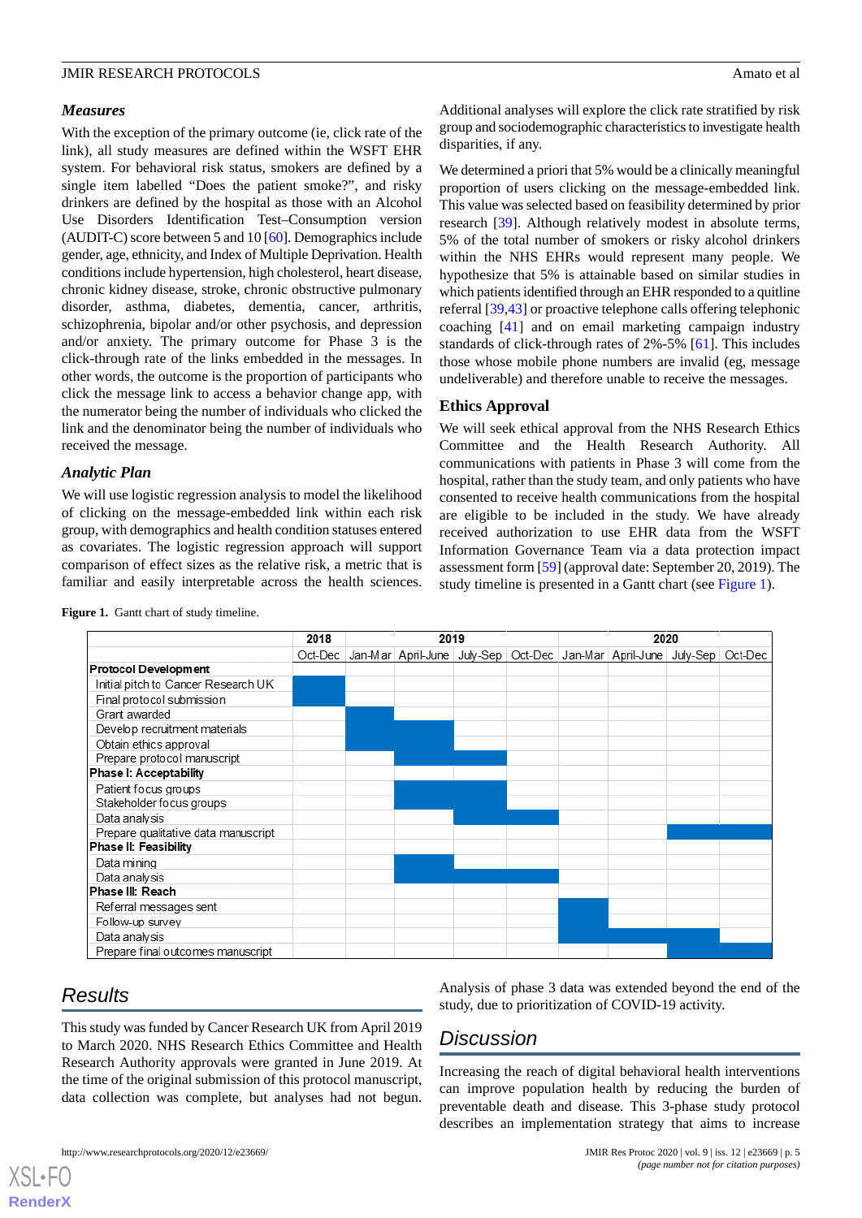### Measures

With the exception of the primary outcome (ie, click rate of the link), all study measures are defined within the WSFT EHR system. For behavioral risk status, smokers are defined by a single item labelled "Does the patient smoke?", and risky drinkers are defined by the hospital as those with an Alcohol Use Disorders Identification Test–Consumption version (AUDIT-C) score between 5 and 10 [60]. Demographics include gender, age, ethnicity, and Index of Multiple Deprivation. Health conditions include hypertension, high cholesterol, heart disease, chronic kidney disease, stroke, chronic obstructive pulmonary disorder, asthma, diabetes, dementia, cancer, arthritis, schizophrenia, bipolar and/or other psychosis, and depression and/or anxiety. The primary outcome for Phase 3 is the click-through rate of the links embedded in the messages. In other words, the outcome is the proportion of participants who click the message link to access a behavior change app, with the numerator being the number of individuals who clicked the link and the denominator being the number of individuals who received the message.

### Analytic Plan

We will use logistic regression analysis to model the likelihood of clicking on the message-embedded link within each risk group, with demographics and health condition statuses entered as covariates. The logistic regression approach will support comparison of effect sizes as the relative risk, a metric that is familiar and easily interpretable across the health sciences.

Additional analyses will explore the click rate stratified by risk group and sociodemographic characteristics to investigate health disparities, if any.

We determined a priori that 5% would be a clinically meaningful proportion of users clicking on the message-embedded link. This value was selected based on feasibility determined by prior research [39]. Although relatively modest in absolute terms, 5% of the total number of smokers or risky alcohol drinkers within the NHS EHRs would represent many people. We hypothesize that 5% is attainable based on similar studies in which patients identified through an EHR responded to a quitline referral [39,43] or proactive telephone calls offering telephonic coaching [41] and on email marketing campaign industry standards of click-through rates of 2%-5% [61]. This includes those whose mobile phone numbers are invalid (eg, message undeliverable) and therefore unable to receive the messages.

### Ethics Approval

We will seek ethical approval from the NHS Research Ethics Committee and the Health Research Authority. All communications with patients in Phase 3 will come from the hospital, rather than the study team, and only patients who have consented to receive health communications from the hospital are eligible to be included in the study. We have already received authorization to use EHR data from the WSFT Information Governance Team via a data protection impact assessment form [59] (approval date: September 20, 2019). The study timeline is presented in a Gantt chart (see Figure 1).

**Figure 1.** Gantt chart of study timeline.

| | 2018 | 2019 | | | | 2020 | | | |
|---|---|---|---|---|---|---|---|---|---|
| | Oct-Dec | Jan-Mar | April-June | July-Sep | Oct-Dec | Jan-Mar | April-June | July-Sep | Oct-Dec |
| **Protocol Development** | | | | | | | | | |
| Initial pitch to Cancer Research UK | ■ | | | | | | | | |
| Final protocol submission | ■ | | | | | | | | |
| Grant awarded | | ■ | | | | | | | |
| Develop recruitment materials | | ■ | ■ | | | | | | |
| Obtain ethics approval | | ■ | ■ | | | | | | |
| Prepare protocol manuscript | | | ■ | ■ | | | | | |
| **Phase I: Acceptability** | | | | | | | | | |
| Patient focus groups | | | ■ | ■ | | | | | |
| Stakeholder focus groups | | | ■ | ■ | | | | | |
| Data analysis | | | | ■ | ■ | | | | |
| Prepare qualitative data manuscript | | | | | | | | ■ | ■ |
| **Phase II: Feasibility** | | | | | | | | | |
| Data mining | | | ■ | | | | | | |
| Data analysis | | | ■ | ■ | ■ | | | | |
| **Phase III: Reach** | | | | | | | | | |
| Referral messages sent | | | | | | ■ | | | |
| Follow-up survey | | | | | | ■ | | | |
| Data analysis | | | | | | ■ | ■ | ■ | |
| Prepare final outcomes manuscript | | | | | | | | ■ | ■ |

## Results

This study was funded by Cancer Research UK from April 2019 to March 2020. NHS Research Ethics Committee and Health Research Authority approvals were granted in June 2019. At the time of the original submission of this protocol manuscript, data collection was complete, but analyses had not begun.

Analysis of phase 3 data was extended beyond the end of the study, due to prioritization of COVID-19 activity.

## Discussion

Increasing the reach of digital behavioral health interventions can improve population health by reducing the burden of preventable death and disease. This 3-phase study protocol describes an implementation strategy that aims to increase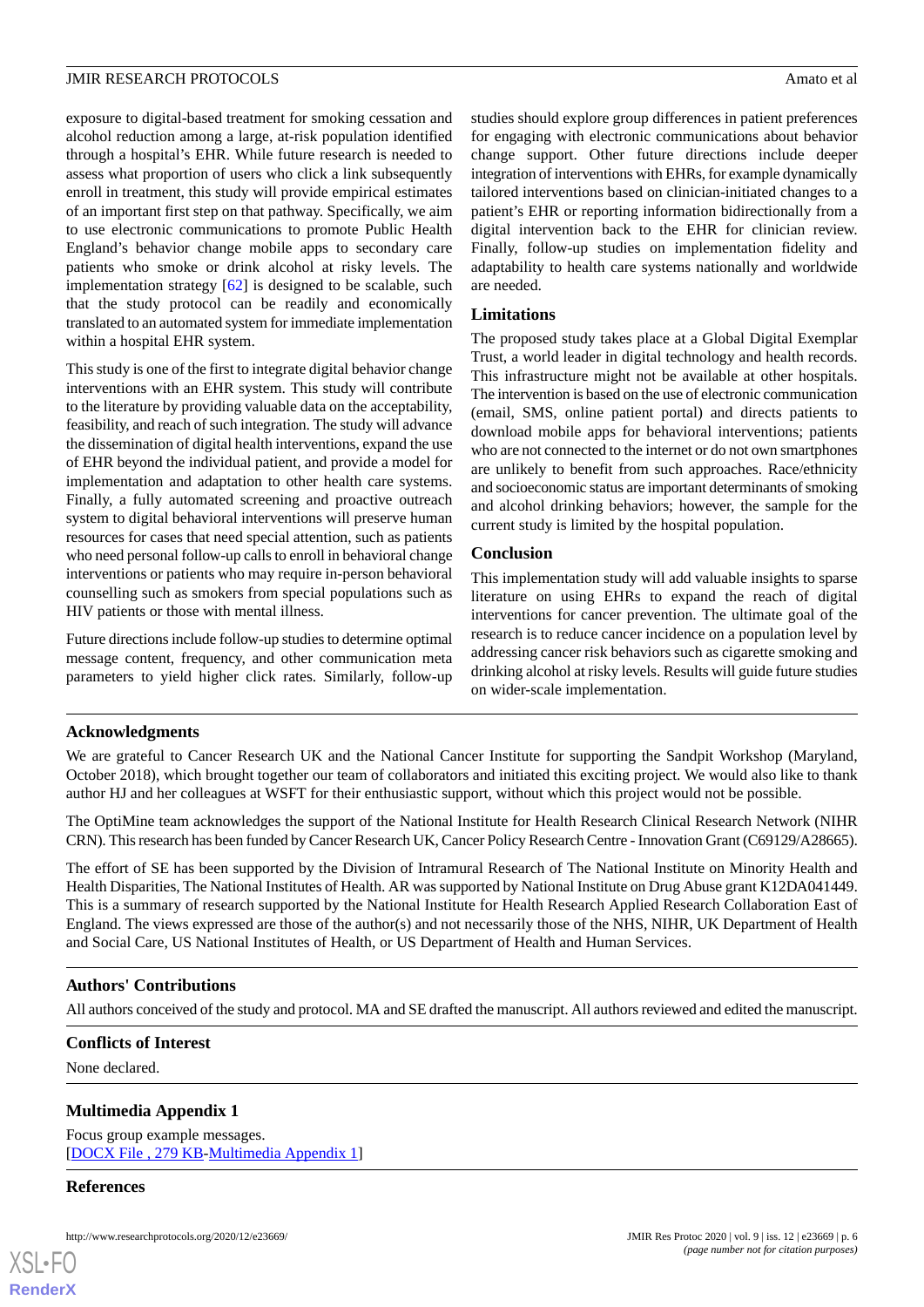exposure to digital-based treatment for smoking cessation and alcohol reduction among a large, at-risk population identified through a hospital's EHR. While future research is needed to assess what proportion of users who click a link subsequently enroll in treatment, this study will provide empirical estimates of an important first step on that pathway. Specifically, we aim to use electronic communications to promote Public Health England's behavior change mobile apps to secondary care patients who smoke or drink alcohol at risky levels. The implementation strategy [62] is designed to be scalable, such that the study protocol can be readily and economically translated to an automated system for immediate implementation within a hospital EHR system.

This study is one of the first to integrate digital behavior change interventions with an EHR system. This study will contribute to the literature by providing valuable data on the acceptability, feasibility, and reach of such integration. The study will advance the dissemination of digital health interventions, expand the use of EHR beyond the individual patient, and provide a model for implementation and adaptation to other health care systems. Finally, a fully automated screening and proactive outreach system to digital behavioral interventions will preserve human resources for cases that need special attention, such as patients who need personal follow-up calls to enroll in behavioral change interventions or patients who may require in-person behavioral counselling such as smokers from special populations such as HIV patients or those with mental illness.

Future directions include follow-up studies to determine optimal message content, frequency, and other communication meta parameters to yield higher click rates. Similarly, follow-up studies should explore group differences in patient preferences for engaging with electronic communications about behavior change support. Other future directions include deeper integration of interventions with EHRs, for example dynamically tailored interventions based on clinician-initiated changes to a patient's EHR or reporting information bidirectionally from a digital intervention back to the EHR for clinician review. Finally, follow-up studies on implementation fidelity and adaptability to health care systems nationally and worldwide are needed.

### Limitations

The proposed study takes place at a Global Digital Exemplar Trust, a world leader in digital technology and health records. This infrastructure might not be available at other hospitals. The intervention is based on the use of electronic communication (email, SMS, online patient portal) and directs patients to download mobile apps for behavioral interventions; patients who are not connected to the internet or do not own smartphones are unlikely to benefit from such approaches. Race/ethnicity and socioeconomic status are important determinants of smoking and alcohol drinking behaviors; however, the sample for the current study is limited by the hospital population.

### Conclusion

This implementation study will add valuable insights to sparse literature on using EHRs to expand the reach of digital interventions for cancer prevention. The ultimate goal of the research is to reduce cancer incidence on a population level by addressing cancer risk behaviors such as cigarette smoking and drinking alcohol at risky levels. Results will guide future studies on wider-scale implementation.

## Acknowledgments

We are grateful to Cancer Research UK and the National Cancer Institute for supporting the Sandpit Workshop (Maryland, October 2018), which brought together our team of collaborators and initiated this exciting project. We would also like to thank author HJ and her colleagues at WSFT for their enthusiastic support, without which this project would not be possible.

The OptiMine team acknowledges the support of the National Institute for Health Research Clinical Research Network (NIHR CRN). This research has been funded by Cancer Research UK, Cancer Policy Research Centre - Innovation Grant (C69129/A28665).

The effort of SE has been supported by the Division of Intramural Research of The National Institute on Minority Health and Health Disparities, The National Institutes of Health. AR was supported by National Institute on Drug Abuse grant K12DA041449. This is a summary of research supported by the National Institute for Health Research Applied Research Collaboration East of England. The views expressed are those of the author(s) and not necessarily those of the NHS, NIHR, UK Department of Health and Social Care, US National Institutes of Health, or US Department of Health and Human Services.

## Authors' Contributions

All authors conceived of the study and protocol. MA and SE drafted the manuscript. All authors reviewed and edited the manuscript.

## Conflicts of Interest

None declared.

## Multimedia Appendix 1

Focus group example messages.
[DOCX File , 279 KB-Multimedia Appendix 1]

## References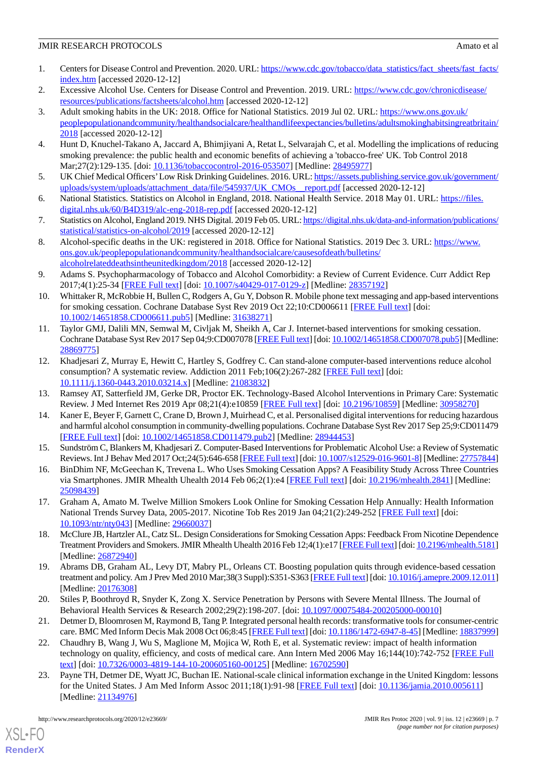1. Centers for Disease Control and Prevention. 2020. URL: https://www.cdc.gov/tobacco/data_statistics/fact_sheets/fast_facts/index.htm [accessed 2020-12-12]
2. Excessive Alcohol Use. Centers for Disease Control and Prevention. 2019. URL: https://www.cdc.gov/chronicdisease/resources/publications/factsheets/alcohol.htm [accessed 2020-12-12]
3. Adult smoking habits in the UK: 2018. Office for National Statistics. 2019 Jul 02. URL: https://www.ons.gov.uk/peoplepopulationandcommunity/healthandsocialcare/healthandlifeexpectancies/bulletins/adultsmokinghabitsingreatbritain/2018 [accessed 2020-12-12]
4. Hunt D, Knuchel-Takano A, Jaccard A, Bhimjiyani A, Retat L, Selvarajah C, et al. Modelling the implications of reducing smoking prevalence: the public health and economic benefits of achieving a 'tobacco-free' UK. Tob Control 2018 Mar;27(2):129-135. [doi: 10.1136/tobaccocontrol-2016-053507] [Medline: 28495977]
5. UK Chief Medical Officers' Low Risk Drinking Guidelines. 2016. URL: https://assets.publishing.service.gov.uk/government/uploads/system/uploads/attachment_data/file/545937/UK_CMOs__report.pdf [accessed 2020-12-12]
6. National Statistics. Statistics on Alcohol in England, 2018. National Health Service. 2018 May 01. URL: https://files.digital.nhs.uk/60/B4D319/alc-eng-2018-rep.pdf [accessed 2020-12-12]
7. Statistics on Alcohol, England 2019. NHS Digital. 2019 Feb 05. URL: https://digital.nhs.uk/data-and-information/publications/statistical/statistics-on-alcohol/2019 [accessed 2020-12-12]
8. Alcohol-specific deaths in the UK: registered in 2018. Office for National Statistics. 2019 Dec 3. URL: https://www.ons.gov.uk/peoplepopulationandcommunity/healthandsocialcare/causesofdeath/bulletins/alcoholrelateddeathsintheunitedkingdom/2018 [accessed 2020-12-12]
9. Adams S. Psychopharmacology of Tobacco and Alcohol Comorbidity: a Review of Current Evidence. Curr Addict Rep 2017;4(1):25-34 [FREE Full text] [doi: 10.1007/s40429-017-0129-z] [Medline: 28357192]
10. Whittaker R, McRobbie H, Bullen C, Rodgers A, Gu Y, Dobson R. Mobile phone text messaging and app-based interventions for smoking cessation. Cochrane Database Syst Rev 2019 Oct 22;10:CD006611 [FREE Full text] [doi: 10.1002/14651858.CD006611.pub5] [Medline: 31638271]
11. Taylor GMJ, Dalili MN, Semwal M, Civljak M, Sheikh A, Car J. Internet-based interventions for smoking cessation. Cochrane Database Syst Rev 2017 Sep 04;9:CD007078 [FREE Full text] [doi: 10.1002/14651858.CD007078.pub5] [Medline: 28869775]
12. Khadjesari Z, Murray E, Hewitt C, Hartley S, Godfrey C. Can stand-alone computer-based interventions reduce alcohol consumption? A systematic review. Addiction 2011 Feb;106(2):267-282 [FREE Full text] [doi: 10.1111/j.1360-0443.2010.03214.x] [Medline: 21083832]
13. Ramsey AT, Satterfield JM, Gerke DR, Proctor EK. Technology-Based Alcohol Interventions in Primary Care: Systematic Review. J Med Internet Res 2019 Apr 08;21(4):e10859 [FREE Full text] [doi: 10.2196/10859] [Medline: 30958270]
14. Kaner E, Beyer F, Garnett C, Crane D, Brown J, Muirhead C, et al. Personalised digital interventions for reducing hazardous and harmful alcohol consumption in community-dwelling populations. Cochrane Database Syst Rev 2017 Sep 25;9:CD011479 [FREE Full text] [doi: 10.1002/14651858.CD011479.pub2] [Medline: 28944453]
15. Sundström C, Blankers M, Khadjesari Z. Computer-Based Interventions for Problematic Alcohol Use: a Review of Systematic Reviews. Int J Behav Med 2017 Oct;24(5):646-658 [FREE Full text] [doi: 10.1007/s12529-016-9601-8] [Medline: 27757844]
16. BinDhim NF, McGeechan K, Trevena L. Who Uses Smoking Cessation Apps? A Feasibility Study Across Three Countries via Smartphones. JMIR Mhealth Uhealth 2014 Feb 06;2(1):e4 [FREE Full text] [doi: 10.2196/mhealth.2841] [Medline: 25098439]
17. Graham A, Amato M. Twelve Million Smokers Look Online for Smoking Cessation Help Annually: Health Information National Trends Survey Data, 2005-2017. Nicotine Tob Res 2019 Jan 04;21(2):249-252 [FREE Full text] [doi: 10.1093/ntr/nty043] [Medline: 29660037]
18. McClure JB, Hartzler AL, Catz SL. Design Considerations for Smoking Cessation Apps: Feedback From Nicotine Dependence Treatment Providers and Smokers. JMIR Mhealth Uhealth 2016 Feb 12;4(1):e17 [FREE Full text] [doi: 10.2196/mhealth.5181] [Medline: 26872940]
19. Abrams DB, Graham AL, Levy DT, Mabry PL, Orleans CT. Boosting population quits through evidence-based cessation treatment and policy. Am J Prev Med 2010 Mar;38(3 Suppl):S351-S363 [FREE Full text] [doi: 10.1016/j.amepre.2009.12.011] [Medline: 20176308]
20. Stiles P, Boothroyd R, Snyder K, Zong X. Service Penetration by Persons with Severe Mental Illness. The Journal of Behavioral Health Services & Research 2002;29(2):198-207. [doi: 10.1097/00075484-200205000-00010]
21. Detmer D, Bloomrosen M, Raymond B, Tang P. Integrated personal health records: transformative tools for consumer-centric care. BMC Med Inform Decis Mak 2008 Oct 06;8:45 [FREE Full text] [doi: 10.1186/1472-6947-8-45] [Medline: 18837999]
22. Chaudhry B, Wang J, Wu S, Maglione M, Mojica W, Roth E, et al. Systematic review: impact of health information technology on quality, efficiency, and costs of medical care. Ann Intern Med 2006 May 16;144(10):742-752 [FREE Full text] [doi: 10.7326/0003-4819-144-10-200605160-00125] [Medline: 16702590]
23. Payne TH, Detmer DE, Wyatt JC, Buchan IE. National-scale clinical information exchange in the United Kingdom: lessons for the United States. J Am Med Inform Assoc 2011;18(1):91-98 [FREE Full text] [doi: 10.1136/jamia.2010.005611] [Medline: 21134976]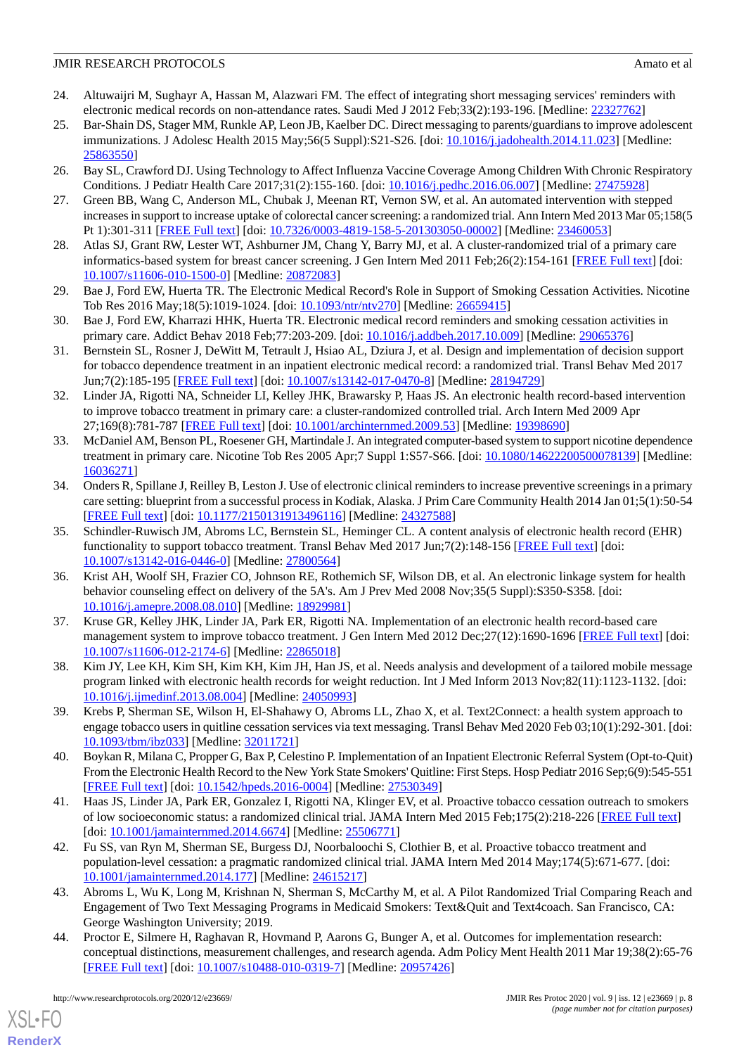24. Altuwaijri M, Sughayr A, Hassan M, Alazwari FM. The effect of integrating short messaging services' reminders with electronic medical records on non-attendance rates. Saudi Med J 2012 Feb;33(2):193-196. [Medline: 22327762]
25. Bar-Shain DS, Stager MM, Runkle AP, Leon JB, Kaelber DC. Direct messaging to parents/guardians to improve adolescent immunizations. J Adolesc Health 2015 May;56(5 Suppl):S21-S26. [doi: 10.1016/j.jadohealth.2014.11.023] [Medline: 25863550]
26. Bay SL, Crawford DJ. Using Technology to Affect Influenza Vaccine Coverage Among Children With Chronic Respiratory Conditions. J Pediatr Health Care 2017;31(2):155-160. [doi: 10.1016/j.pedhc.2016.06.007] [Medline: 27475928]
27. Green BB, Wang C, Anderson ML, Chubak J, Meenan RT, Vernon SW, et al. An automated intervention with stepped increases in support to increase uptake of colorectal cancer screening: a randomized trial. Ann Intern Med 2013 Mar 05;158(5 Pt 1):301-311 [FREE Full text] [doi: 10.7326/0003-4819-158-5-201303050-00002] [Medline: 23460053]
28. Atlas SJ, Grant RW, Lester WT, Ashburner JM, Chang Y, Barry MJ, et al. A cluster-randomized trial of a primary care informatics-based system for breast cancer screening. J Gen Intern Med 2011 Feb;26(2):154-161 [FREE Full text] [doi: 10.1007/s11606-010-1500-0] [Medline: 20872083]
29. Bae J, Ford EW, Huerta TR. The Electronic Medical Record's Role in Support of Smoking Cessation Activities. Nicotine Tob Res 2016 May;18(5):1019-1024. [doi: 10.1093/ntr/ntv270] [Medline: 26659415]
30. Bae J, Ford EW, Kharrazi HHK, Huerta TR. Electronic medical record reminders and smoking cessation activities in primary care. Addict Behav 2018 Feb;77:203-209. [doi: 10.1016/j.addbeh.2017.10.009] [Medline: 29065376]
31. Bernstein SL, Rosner J, DeWitt M, Tetrault J, Hsiao AL, Dziura J, et al. Design and implementation of decision support for tobacco dependence treatment in an inpatient electronic medical record: a randomized trial. Transl Behav Med 2017 Jun;7(2):185-195 [FREE Full text] [doi: 10.1007/s13142-017-0470-8] [Medline: 28194729]
32. Linder JA, Rigotti NA, Schneider LI, Kelley JHK, Brawarsky P, Haas JS. An electronic health record-based intervention to improve tobacco treatment in primary care: a cluster-randomized controlled trial. Arch Intern Med 2009 Apr 27;169(8):781-787 [FREE Full text] [doi: 10.1001/archinternmed.2009.53] [Medline: 19398690]
33. McDaniel AM, Benson PL, Roesener GH, Martindale J. An integrated computer-based system to support nicotine dependence treatment in primary care. Nicotine Tob Res 2005 Apr;7 Suppl 1:S57-S66. [doi: 10.1080/14622200500078139] [Medline: 16036271]
34. Onders R, Spillane J, Reilley B, Leston J. Use of electronic clinical reminders to increase preventive screenings in a primary care setting: blueprint from a successful process in Kodiak, Alaska. J Prim Care Community Health 2014 Jan 01;5(1):50-54 [FREE Full text] [doi: 10.1177/2150131913496116] [Medline: 24327588]
35. Schindler-Ruwisch JM, Abroms LC, Bernstein SL, Heminger CL. A content analysis of electronic health record (EHR) functionality to support tobacco treatment. Transl Behav Med 2017 Jun;7(2):148-156 [FREE Full text] [doi: 10.1007/s13142-016-0446-0] [Medline: 27800564]
36. Krist AH, Woolf SH, Frazier CO, Johnson RE, Rothemich SF, Wilson DB, et al. An electronic linkage system for health behavior counseling effect on delivery of the 5A's. Am J Prev Med 2008 Nov;35(5 Suppl):S350-S358. [doi: 10.1016/j.amepre.2008.08.010] [Medline: 18929981]
37. Kruse GR, Kelley JHK, Linder JA, Park ER, Rigotti NA. Implementation of an electronic health record-based care management system to improve tobacco treatment. J Gen Intern Med 2012 Dec;27(12):1690-1696 [FREE Full text] [doi: 10.1007/s11606-012-2174-6] [Medline: 22865018]
38. Kim JY, Lee KH, Kim SH, Kim KH, Kim JH, Han JS, et al. Needs analysis and development of a tailored mobile message program linked with electronic health records for weight reduction. Int J Med Inform 2013 Nov;82(11):1123-1132. [doi: 10.1016/j.ijmedinf.2013.08.004] [Medline: 24050993]
39. Krebs P, Sherman SE, Wilson H, El-Shahawy O, Abroms LL, Zhao X, et al. Text2Connect: a health system approach to engage tobacco users in quitline cessation services via text messaging. Transl Behav Med 2020 Feb 03;10(1):292-301. [doi: 10.1093/tbm/ibz033] [Medline: 32011721]
40. Boykan R, Milana C, Propper G, Bax P, Celestino P. Implementation of an Inpatient Electronic Referral System (Opt-to-Quit) From the Electronic Health Record to the New York State Smokers' Quitline: First Steps. Hosp Pediatr 2016 Sep;6(9):545-551 [FREE Full text] [doi: 10.1542/hpeds.2016-0004] [Medline: 27530349]
41. Haas JS, Linder JA, Park ER, Gonzalez I, Rigotti NA, Klinger EV, et al. Proactive tobacco cessation outreach to smokers of low socioeconomic status: a randomized clinical trial. JAMA Intern Med 2015 Feb;175(2):218-226 [FREE Full text] [doi: 10.1001/jamainternmed.2014.6674] [Medline: 25506771]
42. Fu SS, van Ryn M, Sherman SE, Burgess DJ, Noorbaloochi S, Clothier B, et al. Proactive tobacco treatment and population-level cessation: a pragmatic randomized clinical trial. JAMA Intern Med 2014 May;174(5):671-677. [doi: 10.1001/jamainternmed.2014.177] [Medline: 24615217]
43. Abroms L, Wu K, Long M, Krishnan N, Sherman S, McCarthy M, et al. A Pilot Randomized Trial Comparing Reach and Engagement of Two Text Messaging Programs in Medicaid Smokers: Text&Quit and Text4coach. San Francisco, CA: George Washington University; 2019.
44. Proctor E, Silmere H, Raghavan R, Hovmand P, Aarons G, Bunger A, et al. Outcomes for implementation research: conceptual distinctions, measurement challenges, and research agenda. Adm Policy Ment Health 2011 Mar 19;38(2):65-76 [FREE Full text] [doi: 10.1007/s10488-010-0319-7] [Medline: 20957426]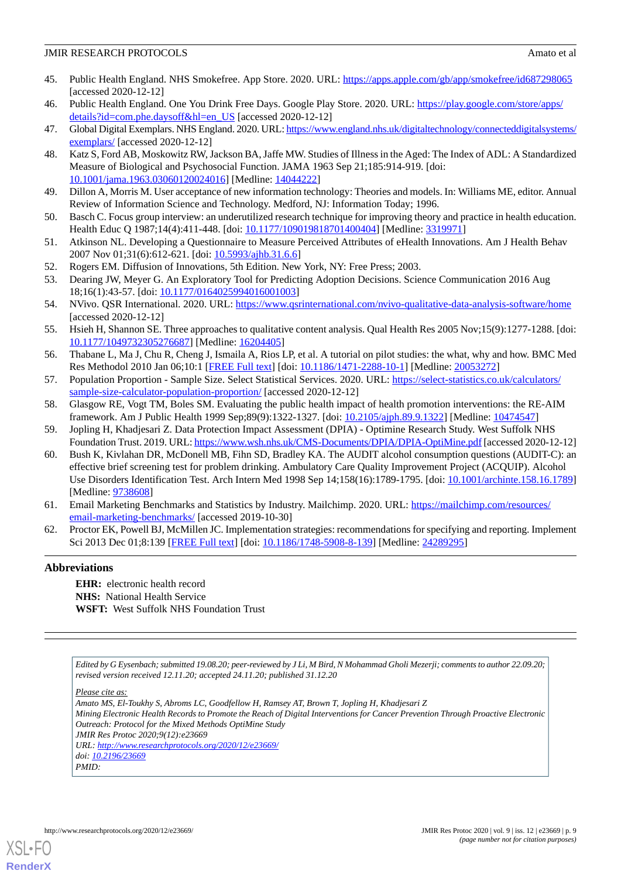45. Public Health England. NHS Smokefree. App Store. 2020. URL: https://apps.apple.com/gb/app/smokefree/id687298065 [accessed 2020-12-12]
46. Public Health England. One You Drink Free Days. Google Play Store. 2020. URL: https://play.google.com/store/apps/details?id=com.phe.daysoff&hl=en_US [accessed 2020-12-12]
47. Global Digital Exemplars. NHS England. 2020. URL: https://www.england.nhs.uk/digitaltechnology/connecteddigitalsystems/exemplars/ [accessed 2020-12-12]
48. Katz S, Ford AB, Moskowitz RW, Jackson BA, Jaffe MW. Studies of Illness in the Aged: The Index of ADL: A Standardized Measure of Biological and Psychosocial Function. JAMA 1963 Sep 21;185:914-919. [doi: 10.1001/jama.1963.03060120024016] [Medline: 14044222]
49. Dillon A, Morris M. User acceptance of new information technology: Theories and models. In: Williams ME, editor. Annual Review of Information Science and Technology. Medford, NJ: Information Today; 1996.
50. Basch C. Focus group interview: an underutilized research technique for improving theory and practice in health education. Health Educ Q 1987;14(4):411-448. [doi: 10.1177/109019818701400404] [Medline: 3319971]
51. Atkinson NL. Developing a Questionnaire to Measure Perceived Attributes of eHealth Innovations. Am J Health Behav 2007 Nov 01;31(6):612-621. [doi: 10.5993/ajhb.31.6.6]
52. Rogers EM. Diffusion of Innovations, 5th Edition. New York, NY: Free Press; 2003.
53. Dearing JW, Meyer G. An Exploratory Tool for Predicting Adoption Decisions. Science Communication 2016 Aug 18;16(1):43-57. [doi: 10.1177/0164025994016001003]
54. NVivo. QSR International. 2020. URL: https://www.qsrinternational.com/nvivo-qualitative-data-analysis-software/home [accessed 2020-12-12]
55. Hsieh H, Shannon SE. Three approaches to qualitative content analysis. Qual Health Res 2005 Nov;15(9):1277-1288. [doi: 10.1177/1049732305276687] [Medline: 16204405]
56. Thabane L, Ma J, Chu R, Cheng J, Ismaila A, Rios LP, et al. A tutorial on pilot studies: the what, why and how. BMC Med Res Methodol 2010 Jan 06;10:1 [FREE Full text] [doi: 10.1186/1471-2288-10-1] [Medline: 20053272]
57. Population Proportion - Sample Size. Select Statistical Services. 2020. URL: https://select-statistics.co.uk/calculators/sample-size-calculator-population-proportion/ [accessed 2020-12-12]
58. Glasgow RE, Vogt TM, Boles SM. Evaluating the public health impact of health promotion interventions: the RE-AIM framework. Am J Public Health 1999 Sep;89(9):1322-1327. [doi: 10.2105/ajph.89.9.1322] [Medline: 10474547]
59. Jopling H, Khadjesari Z. Data Protection Impact Assessment (DPIA) - Optimine Research Study. West Suffolk NHS Foundation Trust. 2019. URL: https://www.wsh.nhs.uk/CMS-Documents/DPIA/DPIA-OptiMine.pdf [accessed 2020-12-12]
60. Bush K, Kivlahan DR, McDonell MB, Fihn SD, Bradley KA. The AUDIT alcohol consumption questions (AUDIT-C): an effective brief screening test for problem drinking. Ambulatory Care Quality Improvement Project (ACQUIP). Alcohol Use Disorders Identification Test. Arch Intern Med 1998 Sep 14;158(16):1789-1795. [doi: 10.1001/archinte.158.16.1789] [Medline: 9738608]
61. Email Marketing Benchmarks and Statistics by Industry. Mailchimp. 2020. URL: https://mailchimp.com/resources/email-marketing-benchmarks/ [accessed 2019-10-30]
62. Proctor EK, Powell BJ, McMillen JC. Implementation strategies: recommendations for specifying and reporting. Implement Sci 2013 Dec 01;8:139 [FREE Full text] [doi: 10.1186/1748-5908-8-139] [Medline: 24289295]

## Abbreviations

**EHR:** electronic health record
**NHS:** National Health Service
**WSFT:** West Suffolk NHS Foundation Trust

*Edited by G Eysenbach; submitted 19.08.20; peer-reviewed by J Li, M Bird, N Mohammad Gholi Mezerji; comments to author 22.09.20; revised version received 12.11.20; accepted 24.11.20; published 31.12.20*

*Please cite as:*
*Amato MS, El-Toukhy S, Abroms LC, Goodfellow H, Ramsey AT, Brown T, Jopling H, Khadjesari Z*
*Mining Electronic Health Records to Promote the Reach of Digital Interventions for Cancer Prevention Through Proactive Electronic Outreach: Protocol for the Mixed Methods OptiMine Study*
*JMIR Res Protoc 2020;9(12):e23669*
*URL: http://www.researchprotocols.org/2020/12/e23669/*
*doi: 10.2196/23669*
*PMID:*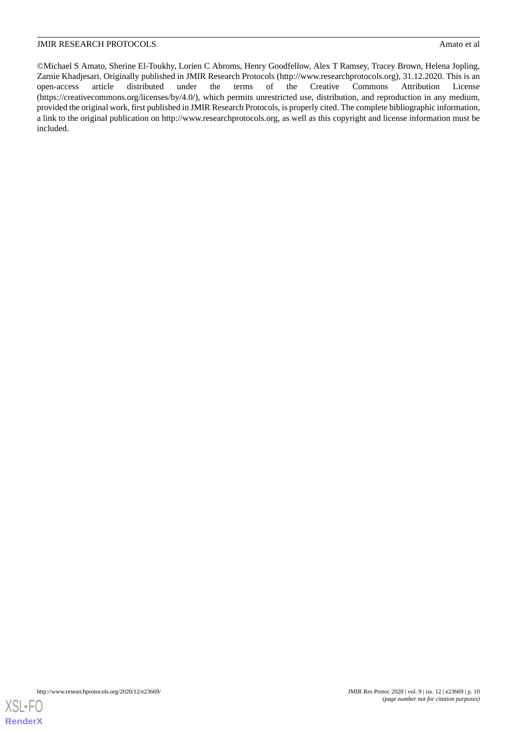©Michael S Amato, Sherine El-Toukhy, Lorien C Abroms, Henry Goodfellow, Alex T Ramsey, Tracey Brown, Helena Jopling, Zarnie Khadjesari. Originally published in JMIR Research Protocols (http://www.researchprotocols.org), 31.12.2020. This is an open-access article distributed under the terms of the Creative Commons Attribution License (https://creativecommons.org/licenses/by/4.0/), which permits unrestricted use, distribution, and reproduction in any medium, provided the original work, first published in JMIR Research Protocols, is properly cited. The complete bibliographic information, a link to the original publication on http://www.researchprotocols.org, as well as this copyright and license information must be included.